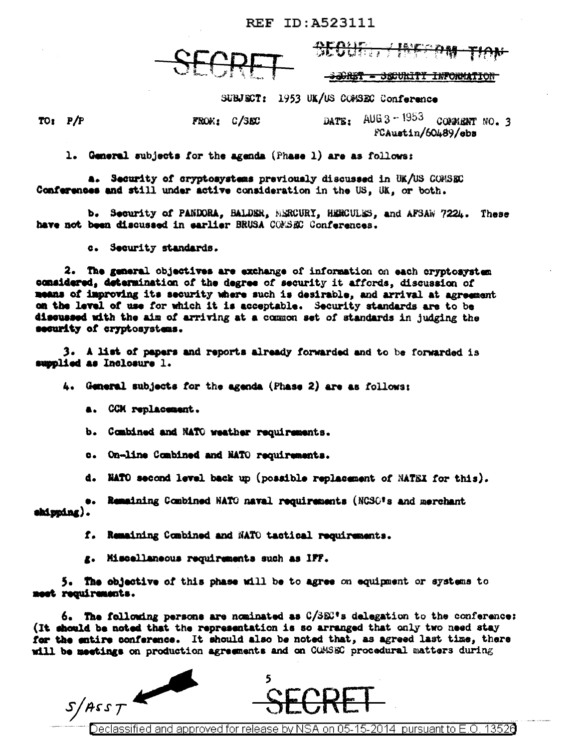REF ID:A523111

SECRET

~~SECURITY INFORMATION~~

~~SECRET - SECURITY INFORMATION~~

SUBJECT: 1953 UK/US COMSEC Conference

TO: P/P FROM: C/SEC DATE: AUG 3 - 1953 COMMENT NO. 3
FCAustin/60489/ebs

1. General subjects for the agenda (Phase 1) are as follows:

   a. Security of cryptosystems previously discussed in UK/US COMSEC Conferences and still under active consideration in the US, UK, or both.

   b. Security of PANDORA, BALDER, MERCURY, HERCULES, and AFSAW 7224. These have not been discussed in earlier BRUSA COMSEC Conferences.

   c. Security standards.

2. The general objectives are exchange of information on each cryptosystem considered, determination of the degree of security it affords, discussion of means of improving its security where such is desirable, and arrival at agreement on the level of use for which it is acceptable. Security standards are to be discussed with the aim of arriving at a common set of standards in judging the security of cryptosystems.

3. A list of papers and reports already forwarded and to be forwarded is supplied as Inclosure 1.

4. General subjects for the agenda (Phase 2) are as follows:

   a. CCM replacement.

   b. Combined and NATO weather requirements.

   c. On-line Combined and NATO requirements.

   d. NATO second level back up (possible replacement of NATEX for this).

   e. Remaining Combined NATO naval requirements (NCSO's and merchant shipping).

   f. Remaining Combined and NATO tactical requirements.

   g. Miscellaneous requirements such as IFF.

5. The objective of this phase will be to agree on equipment or systems to meet requirements.

6. The following persons are nominated as C/SEC's delegation to the conference: (It should be noted that the representation is so arranged that only two need stay for the entire conference. It should also be noted that, as agreed last time, there will be meetings on production agreements and on COMSEC procedural matters during

S/ASST

SECRET

Declassified and approved for release by NSA on 05-15-2014 pursuant to E.O. 13526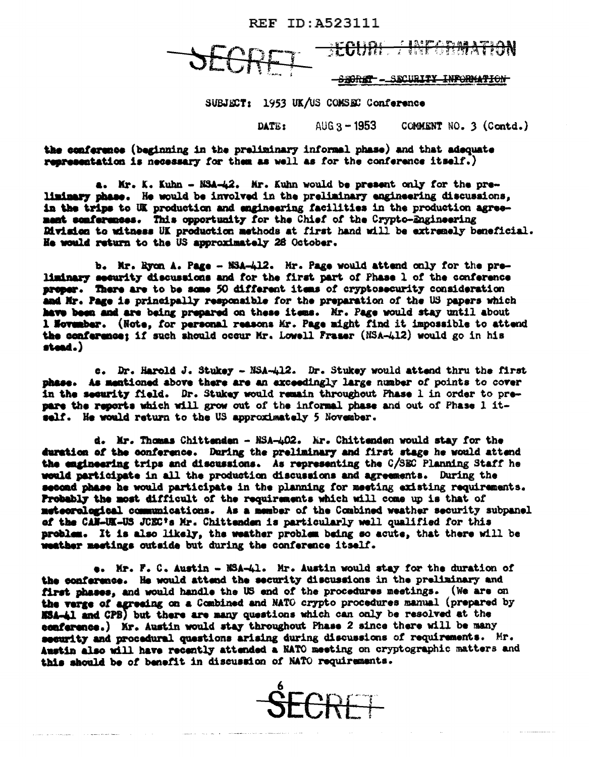SECRET SECURITY INFORMATION

~~SECRET - SECURITY INFORMATION~~

SUBJECT: 1953 UK/US COMSEC Conference

DATE: AUG 3 - 1953 COMMENT NO. 3 (Contd.)

the conference (beginning in the preliminary informal phase) and that adequate representation is necessary for them as well as for the conference itself.)

a. Mr. K. Kuhn - NSA-42. Mr. Kuhn would be present only for the preliminary phase. He would be involved in the preliminary engineering discussions, in the trips to UK production and engineering facilities in the production agreement conferences. This opportunity for the Chief of the Crypto-Engineering Division to witness UK production methods at first hand will be extremely beneficial. He would return to the US approximately 28 October.

b. Mr. Ryon A. Page - NSA-412. Mr. Page would attend only for the preliminary security discussions and for the first part of Phase 1 of the conference proper. There are to be some 50 different items of cryptosecurity consideration and Mr. Page is principally responsible for the preparation of the US papers which have been and are being prepared on these items. Mr. Page would stay until about 1 November. (Note, for personal reasons Mr. Page might find it impossible to attend the conference; if such should occur Mr. Lowell Fraser (NSA-412) would go in his stead.)

c. Dr. Harold J. Stukey - NSA-412. Dr. Stukey would attend thru the first phase. As mentioned above there are an exceedingly large number of points to cover in the security field. Dr. Stukey would remain throughout Phase 1 in order to prepare the reports which will grow out of the informal phase and out of Phase 1 itself. He would return to the US approximately 5 November.

d. Mr. Thomas Chittenden - NSA-402. Mr. Chittenden would stay for the duration of the conference. During the preliminary and first stage he would attend the engineering trips and discussions. As representing the C/SEC Planning Staff he would participate in all the production discussions and agreements. During the second phase he would participate in the planning for meeting existing requirements. Probably the most difficult of the requirements which will come up is that of meteorological communications. As a member of the Combined weather security subpanel of the CAN-UK-US JCEC's Mr. Chittenden is particularly well qualified for this problem. It is also likely, the weather problem being so acute, that there will be weather meetings outside but during the conference itself.

e. Mr. F. C. Austin - NSA-41. Mr. Austin would stay for the duration of the conference. He would attend the security discussions in the preliminary and first phases, and would handle the US end of the procedures meetings. (We are on the verge of agreeing on a Combined and NATO crypto procedures manual (prepared by NSA-41 and CPB) but there are many questions which can only be resolved at the conference.) Mr. Austin would stay throughout Phase 2 since there will be many security and procedural questions arising during discussions of requirements. Mr. Austin also will have recently attended a NATO meeting on cryptographic matters and this should be of benefit in discussion of NATO requirements.

SECRET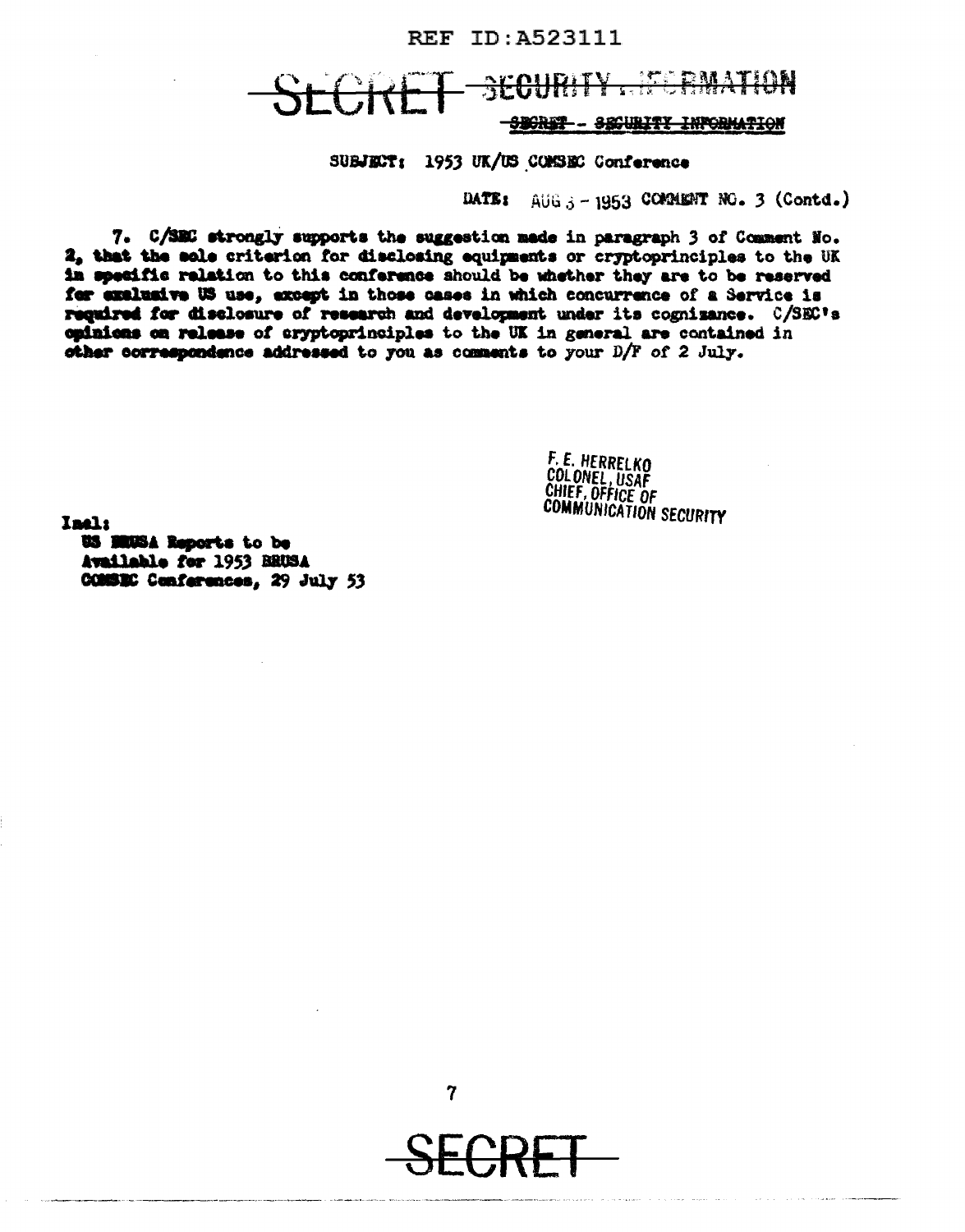REF ID:A523111

~~SECRET~~ ~~SECURITY INFORMATION~~

~~SECRET - SECURITY INFORMATION~~

SUBJECT: 1953 UK/US COMSEC Conference

DATE: AUG 3 - 1953 COMMENT NO. 3 (Contd.)

7. C/SEC strongly supports the suggestion made in paragraph 3 of Comment No. 2, that the sole criterion for disclosing equipments or cryptoprinciples to the UK in specific relation to this conference should be whether they are to be reserved for exclusive US use, except in those cases in which concurrence of a Service is required for disclosure of research and development under its cognizance. C/SEC's opinions on release of cryptoprinciples to the UK in general are contained in other correspondence addressed to you as comments to your D/F of 2 July.

F. E. HERRELKO
COLONEL, USAF
CHIEF, OFFICE OF
COMMUNICATION SECURITY

Incl:
US BRUSA Reports to be
Available for 1953 BRUSA
COMSEC Conferences, 29 July 53

~~SECRET~~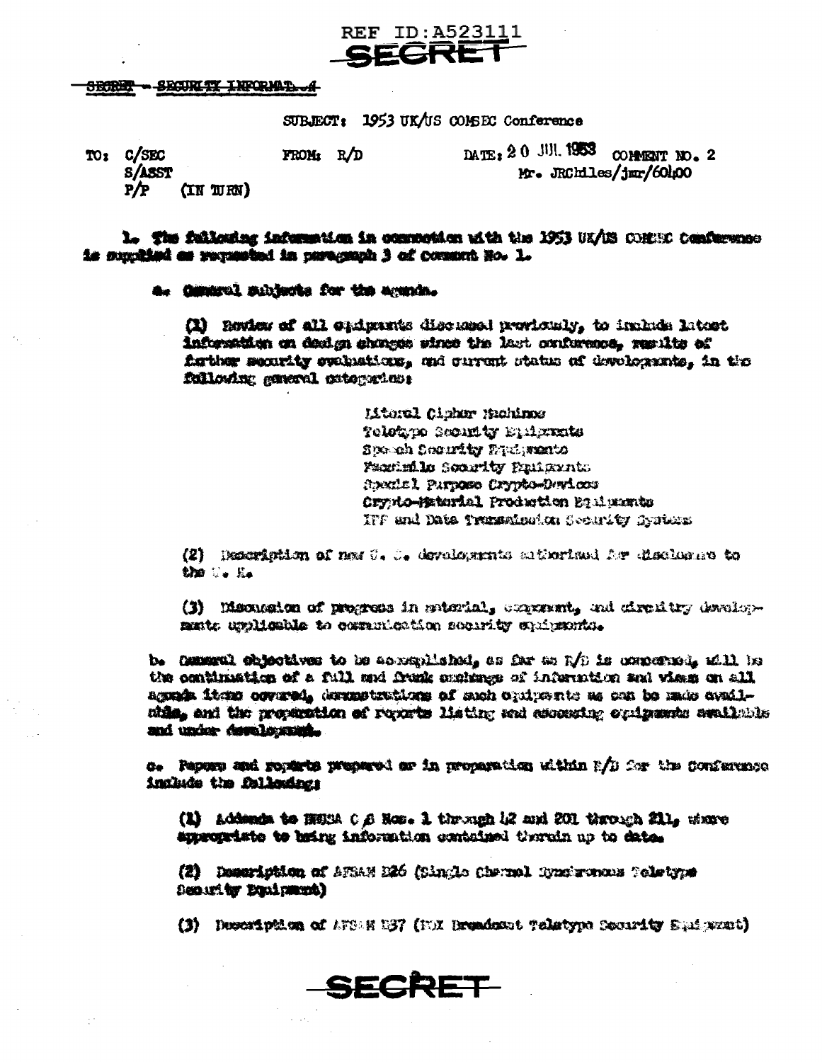REF ID:A523111

SECRET

~~SECRET - SECURITY INFORMATION~~

SUBJECT: 1953 UK/US COMSEC Conference

TO: C/SEC
S/ASST
P/P (IN TURN)

FROM: R/D

DATE: 20 JUL 1953 COMMENT NO. 2
Mr. JRChiles/jmr/60400

1. The following information in connection with the 1953 UK/US COMSEC Conference is supplied as requested in paragraph 3 of Comment No. 1.

a. General subjects for the agenda.

(1) Review of all equipments discussed previously, to include latest information on design changes since the last conference, results of further security evaluations, and current status of developments, in the following general categories:

- Literal Cipher Machines
- Teletype Security Equipments
- Speech Security Equipments
- Facsimile Security Equipments
- Special Purpose Crypto-Devices
- Crypto-Material Production Equipments
- IFF and Data Transmission Security Systems

(2) Description of new U. S. developments authorized for disclosure to the U. K.

(3) Discussion of progress in material, component, and circuitry developments applicable to communication security equipments.

b. General objectives to be accomplished, as far as R/D is concerned, will be the continuation of a full and frank exchange of information and views on all agenda items covered, demonstrations of such equipments as can be made available, and the preparation of reports listing and assessing equipments available and under development.

c. Papers and reports prepared or in preparation within R/D for the Conference include the following:

(1) Addenda to BRUSA C.P. Nos. 1 through 42 and 201 through 211, where appropriate to bring information contained therein up to date.

(2) Description of AFSAM D26 (Single Channel Synchronous Teletype Security Equipment)

(3) Description of AFSAM D37 (FOX Broadcast Teletype Security Equipment)

SECRET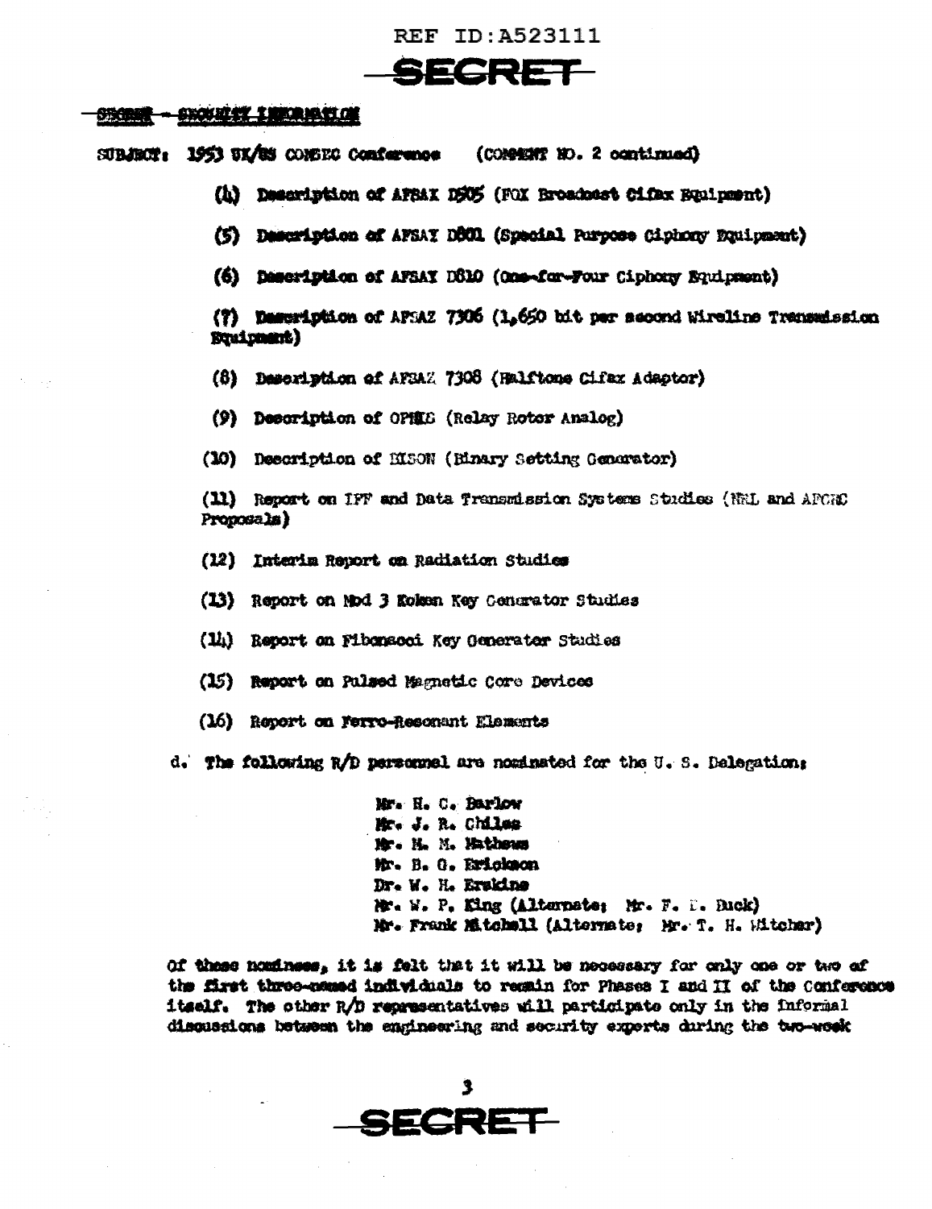SECRET - SECURITY INFORMATION

SUBJECT: 1953 UK/US COMSEC Conference (COMMENT NO. 2 continued)

(4) Description of AFSAX D505 (FOX Broadcast Cifax Equipment)

(5) Description of AFSAY D801 (Special Purpose Ciphony Equipment)

(6) Description of AFSAY D810 (One-for-Four Ciphony Equipment)

(7) Description of AFSAZ 7306 (1,650 bit per second Wireline Transmission Equipment)

(8) Description of AFSAZ 7308 (Halftone Cifax Adaptor)

(9) Description of OPHIS (Relay Rotor Analog)

(10) Description of BISON (Binary Setting Generator)

(11) Report on IFF and Data Transmission Systems Studies (NRL and AFCRC Proposals)

(12) Interim Report on Radiation Studies

(13) Report on Mod 3 Koken Key Generator Studies

(14) Report on Fibonacci Key Generator Studies

(15) Report on Pulsed Magnetic Core Devices

(16) Report on Ferro-Resonant Elements

d. The following R/D personnel are nominated for the U. S. Delegation:

Mr. H. C. Barlow  
Mr. J. R. Chiles  
Mr. H. M. Mathews  
Mr. B. G. Erickson  
Dr. W. H. Erskine  
Mr. W. P. King (Alternate: Mr. F. E. Buck)  
Mr. Frank Mitchell (Alternate: Mr. T. H. Witcher)

Of these nominees, it is felt that it will be necessary for only one or two of the first three-named individuals to remain for Phases I and II of the Conference itself. The other R/D representatives will participate only in the informal discussions between the engineering and security experts during the two-week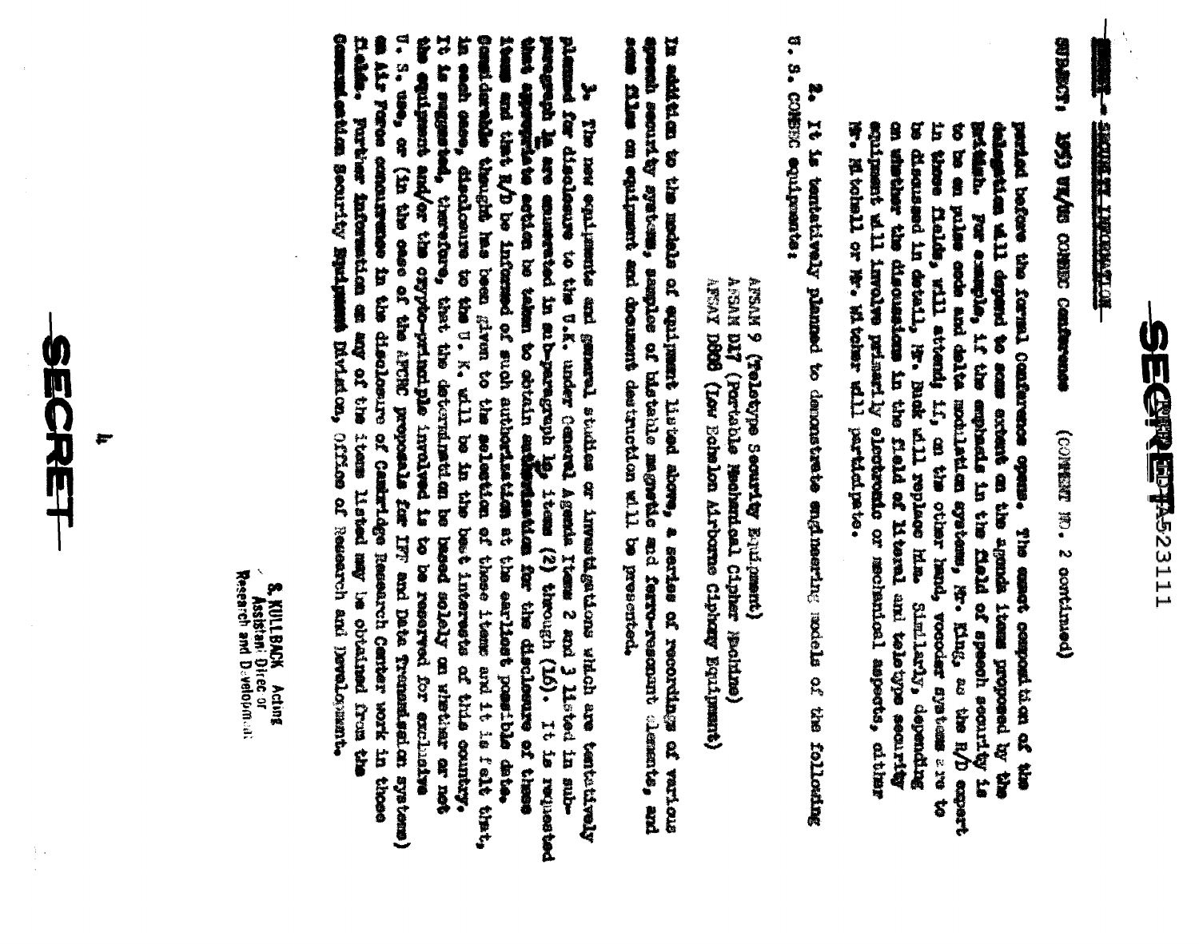SECRET - SECURITY INFORMATION

SUBJECT: 1953 UK/US COMSEC Conference (COMMENT NO. 2 continued)

period before the formal Conference opens. The exact composition of the delegation will depend to some extent on the agenda items proposed by the British. For example, if the emphasis in the field of speech security is to be on pulse code and delta modulation systems, Mr. King, as the R/D expert in these fields, will attend; if, on the other hand, vocoder systems are to be discussed in detail, Mr. Busk will replace him. Similarly, depending on whether the discussions in the field of literal and teletype security equipment will involve primarily electronic or mechanical aspects, either Mr. Mitchell or Mr. Whitaker will participate.

2. It is tentatively planned to demonstrate engineering models of the following U. S. COMSEC equipments:

AFSAM 9 (Teletype Security Equipment)
AFSAM D37 (Portable Mechanical Cipher Machine)
AFSAY D800 (Low Echelon Airborne Ciphony Equipment)

In addition to the models of equipment listed above, a series of recordings of various speech security systems, samples of bistable magnetic and ferro-resonant elements, and some films on equipment and document destruction will be presented.

3. The new equipments and general studies or investigations which are tentatively planned for disclosure to the U.K. under General Agenda Items 2 and 3 listed in sub-paragraph 1a are enumerated in sub-paragraph 1b, items (2) through (16). It is requested that appropriate action be taken to obtain authorization for the disclosure of these items and that R/D be informed of such authorization at the earliest possible date. Considerable thought has been given to the selection of these items and it is felt that, in each case, disclosure to the U. K. will be in the best interests of this country. It is suggested, therefore, that the determination be based solely on whether or not the equipment and/or the crypto-principle involved is to be reserved for exclusive U. S. use, or (in the case of the AFCRC proposals for IFF and Data Transmission systems) an Air Force concurrence in the disclosure of Cambridge Research Center work in these fields. Further information on any of the items listed may be obtained from the Communication Security Equipment Division, Office of Research and Development.

S. KULLBACK Acting
Assistant Director
Research and Development

SECRET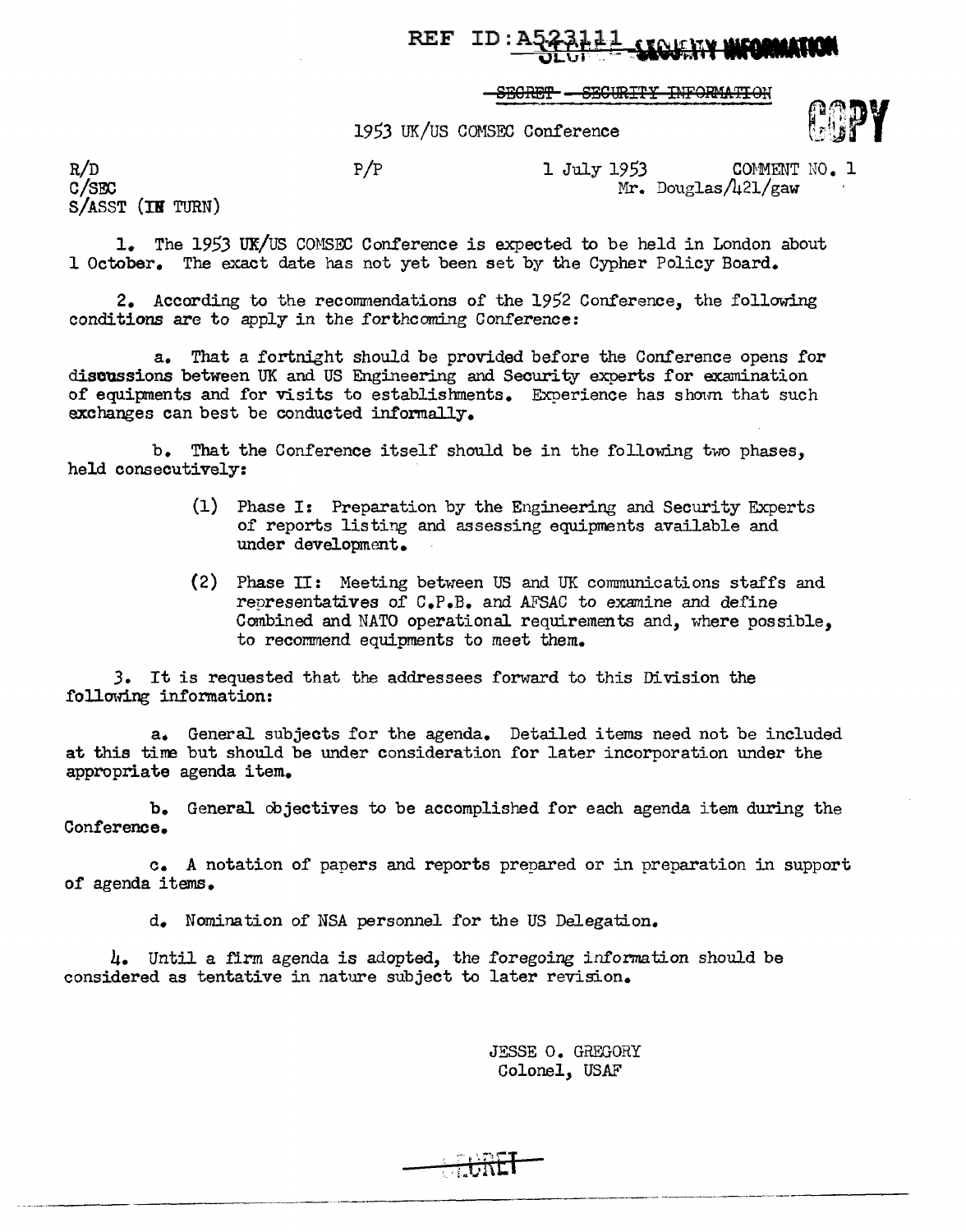REF ID:A523111 SECURITY INFORMATION

~~SECRET~~ ~~SECURITY INFORMATION~~

COPY

1953 UK/US COMSEC Conference

R/D
C/SEC
S/ASST (IN TURN)

P/P

1 July 1953 COMMENT NO. 1
Mr. Douglas/421/gaw

1. The 1953 UK/US COMSEC Conference is expected to be held in London about 1 October. The exact date has not yet been set by the Cypher Policy Board.

2. According to the recommendations of the 1952 Conference, the following conditions are to apply in the forthcoming Conference:

a. That a fortnight should be provided before the Conference opens for discussions between UK and US Engineering and Security experts for examination of equipments and for visits to establishments. Experience has shown that such exchanges can best be conducted informally.

b. That the Conference itself should be in the following two phases, held consecutively:

(1) Phase I: Preparation by the Engineering and Security Experts of reports listing and assessing equipments available and under development.

(2) Phase II: Meeting between US and UK communications staffs and representatives of C.P.B. and AFSAC to examine and define Combined and NATO operational requirements and, where possible, to recommend equipments to meet them.

3. It is requested that the addressees forward to this Division the following information:

a. General subjects for the agenda. Detailed items need not be included at this time but should be under consideration for later incorporation under the appropriate agenda item.

b. General objectives to be accomplished for each agenda item during the Conference.

c. A notation of papers and reports prepared or in preparation in support of agenda items.

d. Nomination of NSA personnel for the US Delegation.

4. Until a firm agenda is adopted, the foregoing information should be considered as tentative in nature subject to later revision.

JESSE O. GREGORY
Colonel, USAF

SECRET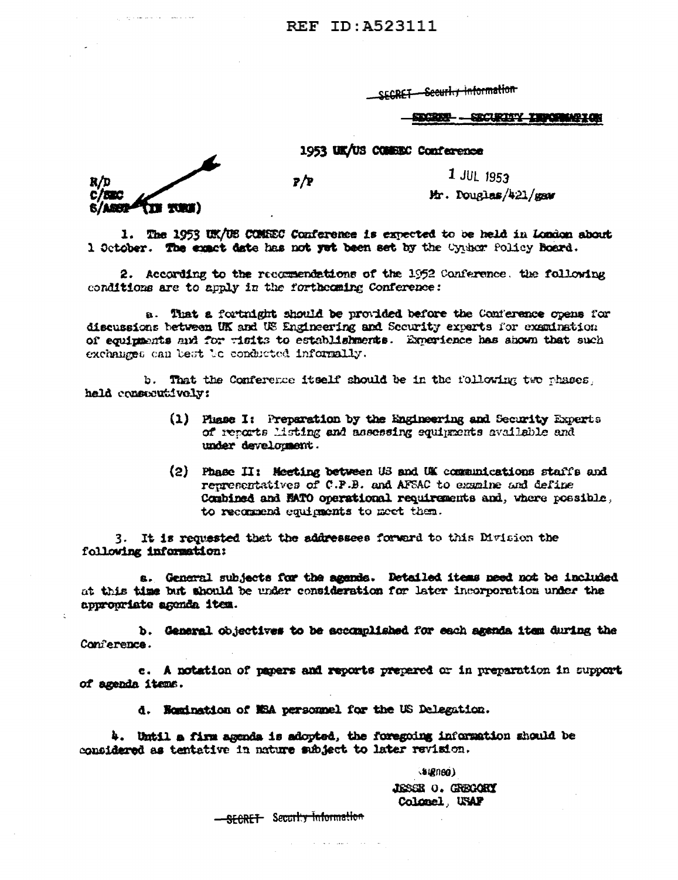REF ID:A523111

SECRET ~~Security Information~~

~~SECRET - SECURITY INFORMATION~~

1953 UK/US COMSEC Conference

R/D
C/SEC
S/ASST (IN TURN)

P/P

1 JUL 1953
Mr. Douglas/421/gsw

1. The 1953 UK/US COMSEC Conference is expected to be held in London about 1 October. The exact date has not yet been set by the Cypher Policy Board.

2. According to the recommendations of the 1952 Conference, the following conditions are to apply in the forthcoming Conference:

a. That a fortnight should be provided before the Conference opens for discussions between UK and US Engineering and Security experts for examination of equipments and for visits to establishments. Experience has shown that such exchanges can best be conducted informally.

b. That the Conference itself should be in the following two phases, held consecutively:

(1) Phase I: Preparation by the Engineering and Security Experts of reports listing and assessing equipments available and under development.

(2) Phase II: Meeting between US and UK communications staffs and representatives of C.P.B. and AFSAC to examine and define Combined and NATO operational requirements and, where possible, to recommend equipments to meet them.

3. It is requested that the addressees forward to this Division the following information:

a. General subjects for the agenda. Detailed items need not be included at this time but should be under consideration for later incorporation under the appropriate agenda item.

b. General objectives to be accomplished for each agenda item during the Conference.

c. A notation of papers and reports prepared or in preparation in support of agenda items.

d. Nomination of NSA personnel for the US Delegation.

4. Until a firm agenda is adopted, the foregoing information should be considered as tentative in nature subject to later revision.

(signed)
JESSE O. GREGORY
Colonel, USAF

SECRET ~~Security Information~~